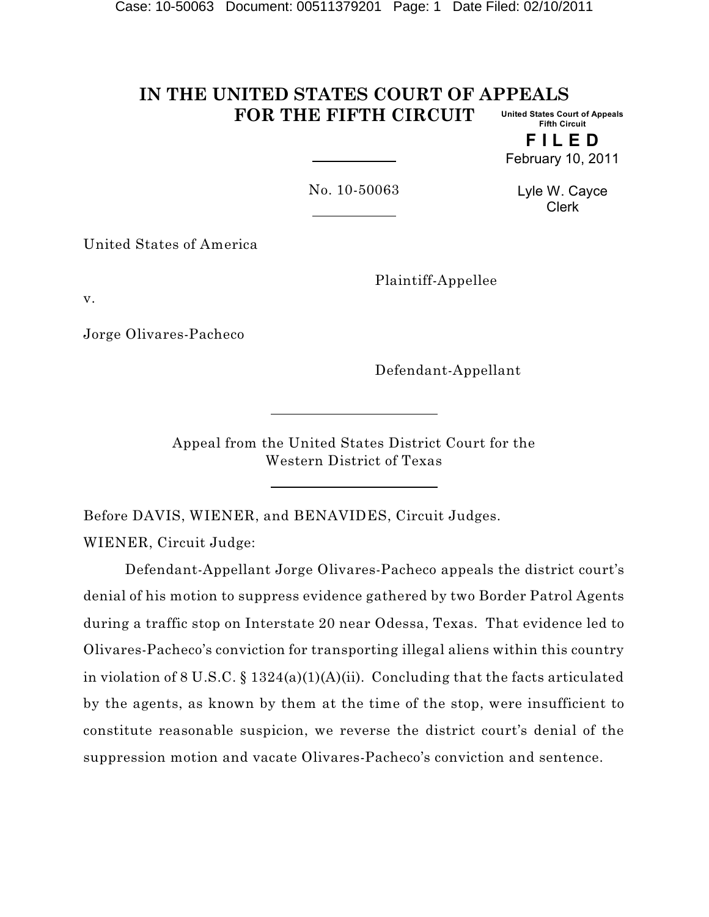# IN THE UNITED STATES COURT OF APPEALS FOR THE FIFTH CIRCUIT

United States Court of Appeals
Fifth Circuit

**FILED**
February 10, 2011

Lyle W. Cayce
Clerk

No. 10-50063

United States of America

Plaintiff-Appellee

v.

Jorge Olivares-Pacheco

Defendant-Appellant

Appeal from the United States District Court for the Western District of Texas

Before DAVIS, WIENER, and BENAVIDES, Circuit Judges.

WIENER, Circuit Judge:

Defendant-Appellant Jorge Olivares-Pacheco appeals the district court's denial of his motion to suppress evidence gathered by two Border Patrol Agents during a traffic stop on Interstate 20 near Odessa, Texas. That evidence led to Olivares-Pacheco's conviction for transporting illegal aliens within this country in violation of 8 U.S.C. § 1324(a)(1)(A)(ii). Concluding that the facts articulated by the agents, as known by them at the time of the stop, were insufficient to constitute reasonable suspicion, we reverse the district court's denial of the suppression motion and vacate Olivares-Pacheco's conviction and sentence.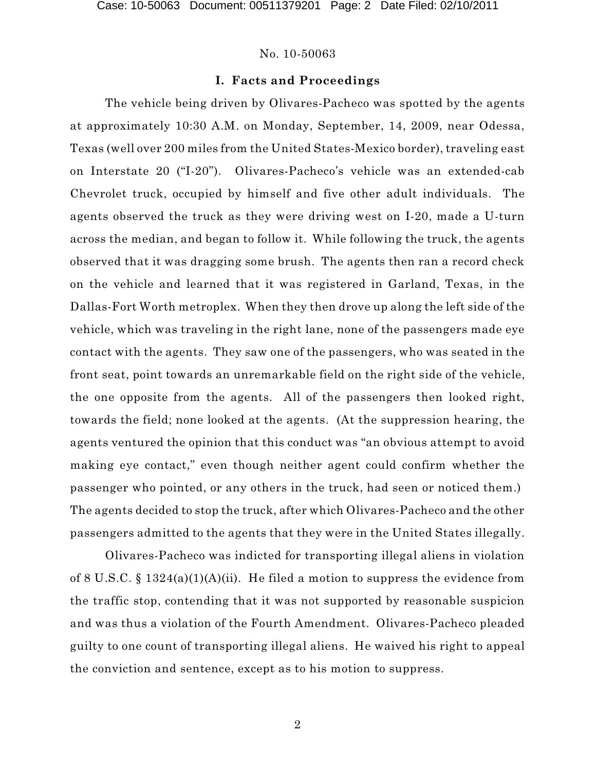## I. Facts and Proceedings

The vehicle being driven by Olivares-Pacheco was spotted by the agents at approximately 10:30 A.M. on Monday, September, 14, 2009, near Odessa, Texas (well over 200 miles from the United States-Mexico border), traveling east on Interstate 20 ("I-20"). Olivares-Pacheco's vehicle was an extended-cab Chevrolet truck, occupied by himself and five other adult individuals. The agents observed the truck as they were driving west on I-20, made a U-turn across the median, and began to follow it. While following the truck, the agents observed that it was dragging some brush. The agents then ran a record check on the vehicle and learned that it was registered in Garland, Texas, in the Dallas-Fort Worth metroplex. When they then drove up along the left side of the vehicle, which was traveling in the right lane, none of the passengers made eye contact with the agents. They saw one of the passengers, who was seated in the front seat, point towards an unremarkable field on the right side of the vehicle, the one opposite from the agents. All of the passengers then looked right, towards the field; none looked at the agents. (At the suppression hearing, the agents ventured the opinion that this conduct was "an obvious attempt to avoid making eye contact," even though neither agent could confirm whether the passenger who pointed, or any others in the truck, had seen or noticed them.) The agents decided to stop the truck, after which Olivares-Pacheco and the other passengers admitted to the agents that they were in the United States illegally.

Olivares-Pacheco was indicted for transporting illegal aliens in violation of 8 U.S.C. § 1324(a)(1)(A)(ii). He filed a motion to suppress the evidence from the traffic stop, contending that it was not supported by reasonable suspicion and was thus a violation of the Fourth Amendment. Olivares-Pacheco pleaded guilty to one count of transporting illegal aliens. He waived his right to appeal the conviction and sentence, except as to his motion to suppress.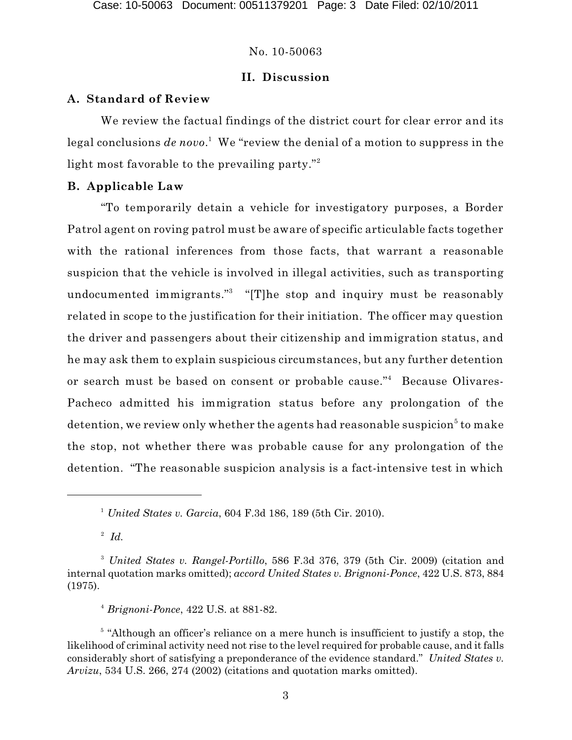No. 10-50063

## II. Discussion

### A. Standard of Review

We review the factual findings of the district court for clear error and its legal conclusions *de novo*.[1] We "review the denial of a motion to suppress in the light most favorable to the prevailing party."[2]

### B. Applicable Law

"To temporarily detain a vehicle for investigatory purposes, a Border Patrol agent on roving patrol must be aware of specific articulable facts together with the rational inferences from those facts, that warrant a reasonable suspicion that the vehicle is involved in illegal activities, such as transporting undocumented immigrants."[3] "[T]he stop and inquiry must be reasonably related in scope to the justification for their initiation. The officer may question the driver and passengers about their citizenship and immigration status, and he may ask them to explain suspicious circumstances, but any further detention or search must be based on consent or probable cause."[4] Because Olivares-Pacheco admitted his immigration status before any prolongation of the detention, we review only whether the agents had reasonable suspicion[5] to make the stop, not whether there was probable cause for any prolongation of the detention. "The reasonable suspicion analysis is a fact-intensive test in which

---

[1] *United States v. Garcia*, 604 F.3d 186, 189 (5th Cir. 2010).

[2] *Id.*

[3] *United States v. Rangel-Portillo*, 586 F.3d 376, 379 (5th Cir. 2009) (citation and internal quotation marks omitted); *accord United States v. Brignoni-Ponce*, 422 U.S. 873, 884 (1975).

[4] *Brignoni-Ponce*, 422 U.S. at 881-82.

[5] "Although an officer's reliance on a mere hunch is insufficient to justify a stop, the likelihood of criminal activity need not rise to the level required for probable cause, and it falls considerably short of satisfying a preponderance of the evidence standard." *United States v. Arvizu*, 534 U.S. 266, 274 (2002) (citations and quotation marks omitted).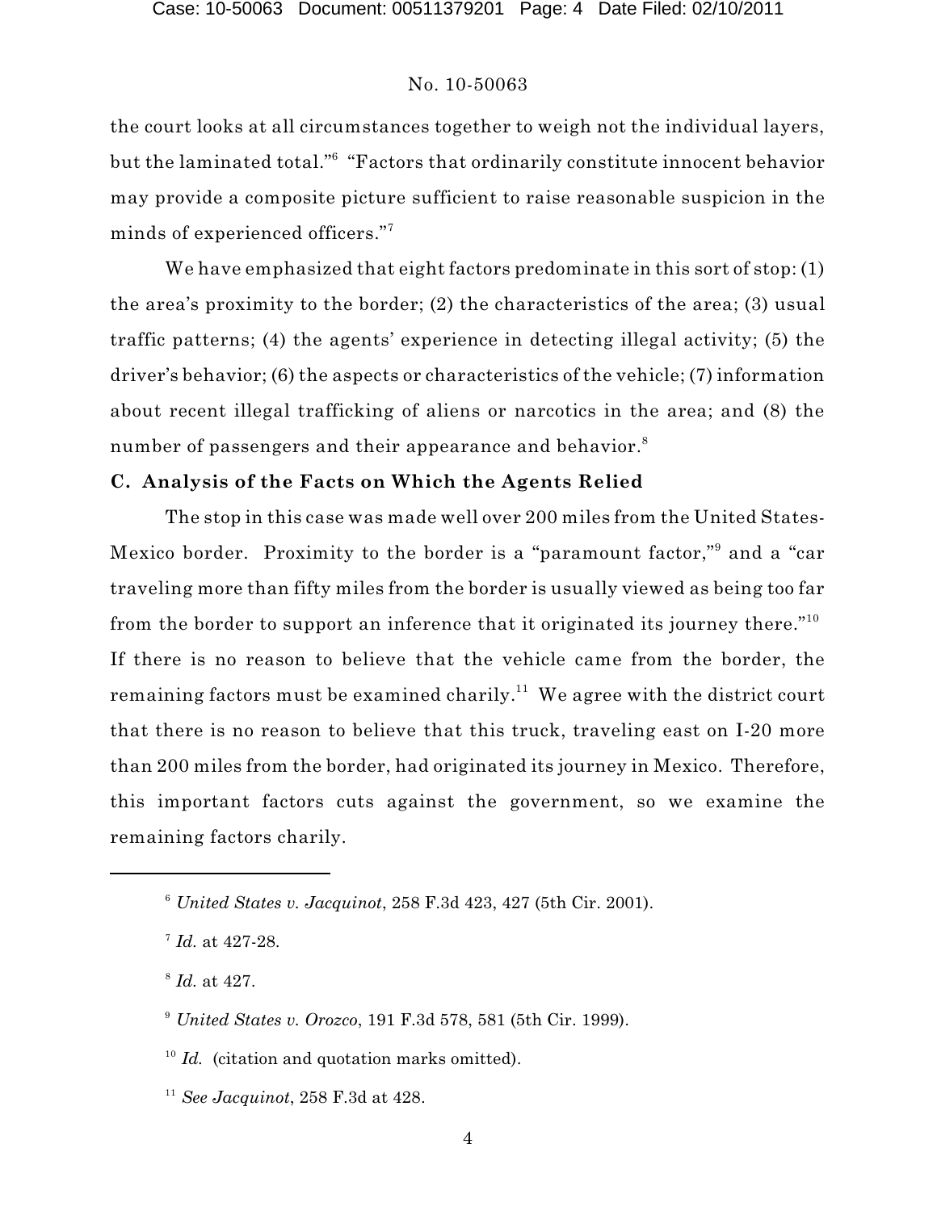the court looks at all circumstances together to weigh not the individual layers, but the laminated total."[6] "Factors that ordinarily constitute innocent behavior may provide a composite picture sufficient to raise reasonable suspicion in the minds of experienced officers."[7]

We have emphasized that eight factors predominate in this sort of stop: (1) the area's proximity to the border; (2) the characteristics of the area; (3) usual traffic patterns; (4) the agents' experience in detecting illegal activity; (5) the driver's behavior; (6) the aspects or characteristics of the vehicle; (7) information about recent illegal trafficking of aliens or narcotics in the area; and (8) the number of passengers and their appearance and behavior.[8]

### C. Analysis of the Facts on Which the Agents Relied

The stop in this case was made well over 200 miles from the United States-Mexico border. Proximity to the border is a "paramount factor,"[9] and a "car traveling more than fifty miles from the border is usually viewed as being too far from the border to support an inference that it originated its journey there."[10] If there is no reason to believe that the vehicle came from the border, the remaining factors must be examined charily.[11] We agree with the district court that there is no reason to believe that this truck, traveling east on I-20 more than 200 miles from the border, had originated its journey in Mexico. Therefore, this important factors cuts against the government, so we examine the remaining factors charily.

---

[6] *United States v. Jacquinot*, 258 F.3d 423, 427 (5th Cir. 2001).

[7] *Id.* at 427-28.

[8] *Id.* at 427.

[9] *United States v. Orozco*, 191 F.3d 578, 581 (5th Cir. 1999).

[10] *Id.* (citation and quotation marks omitted).

[11] *See Jacquinot*, 258 F.3d at 428.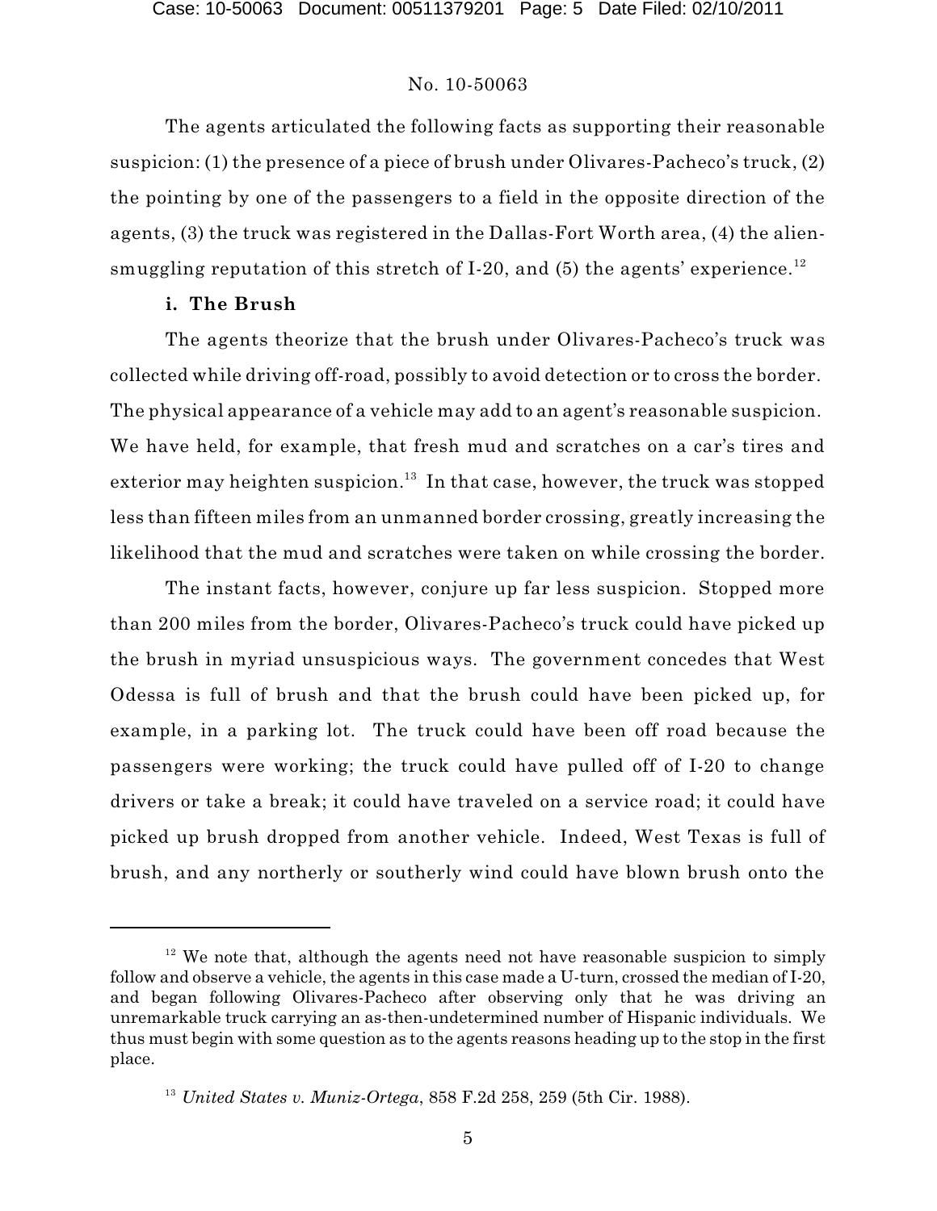The agents articulated the following facts as supporting their reasonable suspicion: (1) the presence of a piece of brush under Olivares-Pacheco's truck, (2) the pointing by one of the passengers to a field in the opposite direction of the agents, (3) the truck was registered in the Dallas-Fort Worth area, (4) the alien-smuggling reputation of this stretch of I-20, and (5) the agents' experience.[12]

**i. The Brush**

The agents theorize that the brush under Olivares-Pacheco's truck was collected while driving off-road, possibly to avoid detection or to cross the border. The physical appearance of a vehicle may add to an agent's reasonable suspicion. We have held, for example, that fresh mud and scratches on a car's tires and exterior may heighten suspicion.[13] In that case, however, the truck was stopped less than fifteen miles from an unmanned border crossing, greatly increasing the likelihood that the mud and scratches were taken on while crossing the border.

The instant facts, however, conjure up far less suspicion. Stopped more than 200 miles from the border, Olivares-Pacheco's truck could have picked up the brush in myriad unsuspicious ways. The government concedes that West Odessa is full of brush and that the brush could have been picked up, for example, in a parking lot. The truck could have been off road because the passengers were working; the truck could have pulled off of I-20 to change drivers or take a break; it could have traveled on a service road; it could have picked up brush dropped from another vehicle. Indeed, West Texas is full of brush, and any northerly or southerly wind could have blown brush onto the

---

[12] We note that, although the agents need not have reasonable suspicion to simply follow and observe a vehicle, the agents in this case made a U-turn, crossed the median of I-20, and began following Olivares-Pacheco after observing only that he was driving an unremarkable truck carrying an as-then-undetermined number of Hispanic individuals. We thus must begin with some question as to the agents reasons heading up to the stop in the first place.

[13] *United States v. Muniz-Ortega*, 858 F.2d 258, 259 (5th Cir. 1988).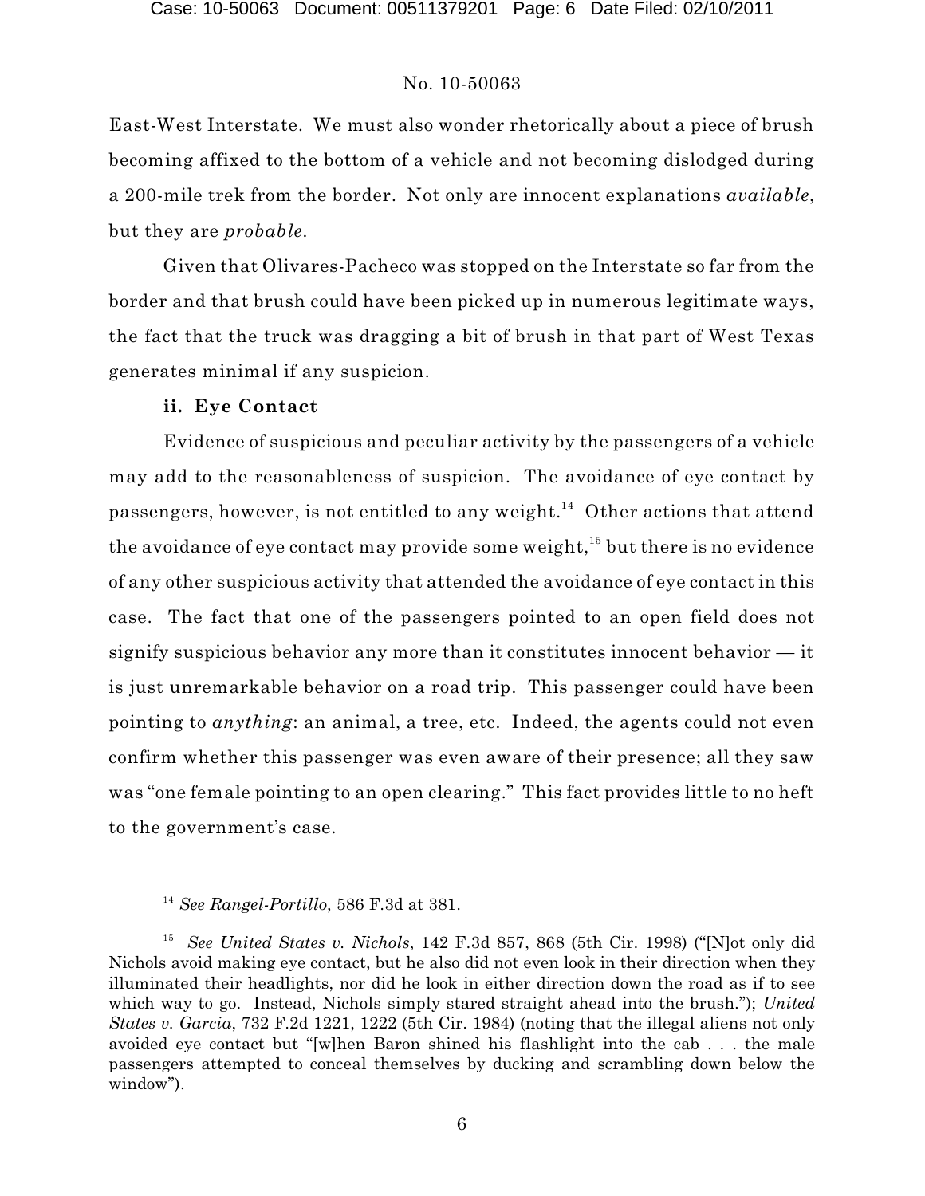East-West Interstate. We must also wonder rhetorically about a piece of brush becoming affixed to the bottom of a vehicle and not becoming dislodged during a 200-mile trek from the border. Not only are innocent explanations *available*, but they are *probable*.

Given that Olivares-Pacheco was stopped on the Interstate so far from the border and that brush could have been picked up in numerous legitimate ways, the fact that the truck was dragging a bit of brush in that part of West Texas generates minimal if any suspicion.

**ii. Eye Contact**

Evidence of suspicious and peculiar activity by the passengers of a vehicle may add to the reasonableness of suspicion. The avoidance of eye contact by passengers, however, is not entitled to any weight.[14] Other actions that attend the avoidance of eye contact may provide some weight,[15] but there is no evidence of any other suspicious activity that attended the avoidance of eye contact in this case. The fact that one of the passengers pointed to an open field does not signify suspicious behavior any more than it constitutes innocent behavior — it is just unremarkable behavior on a road trip. This passenger could have been pointing to *anything*: an animal, a tree, etc. Indeed, the agents could not even confirm whether this passenger was even aware of their presence; all they saw was "one female pointing to an open clearing." This fact provides little to no heft to the government's case.

---

[14] *See Rangel-Portillo*, 586 F.3d at 381.

[15] *See United States v. Nichols*, 142 F.3d 857, 868 (5th Cir. 1998) ("[N]ot only did Nichols avoid making eye contact, but he also did not even look in their direction when they illuminated their headlights, nor did he look in either direction down the road as if to see which way to go. Instead, Nichols simply stared straight ahead into the brush."); *United States v. Garcia*, 732 F.2d 1221, 1222 (5th Cir. 1984) (noting that the illegal aliens not only avoided eye contact but "[w]hen Baron shined his flashlight into the cab . . . the male passengers attempted to conceal themselves by ducking and scrambling down below the window").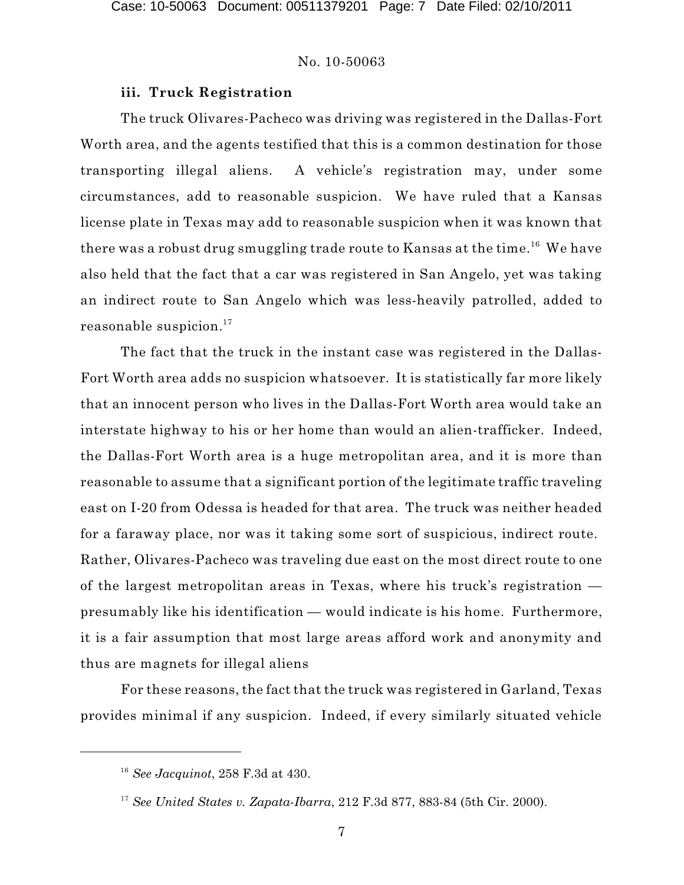### iii. Truck Registration

The truck Olivares-Pacheco was driving was registered in the Dallas-Fort Worth area, and the agents testified that this is a common destination for those transporting illegal aliens. A vehicle's registration may, under some circumstances, add to reasonable suspicion. We have ruled that a Kansas license plate in Texas may add to reasonable suspicion when it was known that there was a robust drug smuggling trade route to Kansas at the time.[16] We have also held that the fact that a car was registered in San Angelo, yet was taking an indirect route to San Angelo which was less-heavily patrolled, added to reasonable suspicion.[17]

The fact that the truck in the instant case was registered in the Dallas-Fort Worth area adds no suspicion whatsoever. It is statistically far more likely that an innocent person who lives in the Dallas-Fort Worth area would take an interstate highway to his or her home than would an alien-trafficker. Indeed, the Dallas-Fort Worth area is a huge metropolitan area, and it is more than reasonable to assume that a significant portion of the legitimate traffic traveling east on I-20 from Odessa is headed for that area. The truck was neither headed for a faraway place, nor was it taking some sort of suspicious, indirect route. Rather, Olivares-Pacheco was traveling due east on the most direct route to one of the largest metropolitan areas in Texas, where his truck's registration — presumably like his identification — would indicate is his home. Furthermore, it is a fair assumption that most large areas afford work and anonymity and thus are magnets for illegal aliens

For these reasons, the fact that the truck was registered in Garland, Texas provides minimal if any suspicion. Indeed, if every similarly situated vehicle

---

[16] *See Jacquinot*, 258 F.3d at 430.

[17] *See United States v. Zapata-Ibarra*, 212 F.3d 877, 883-84 (5th Cir. 2000).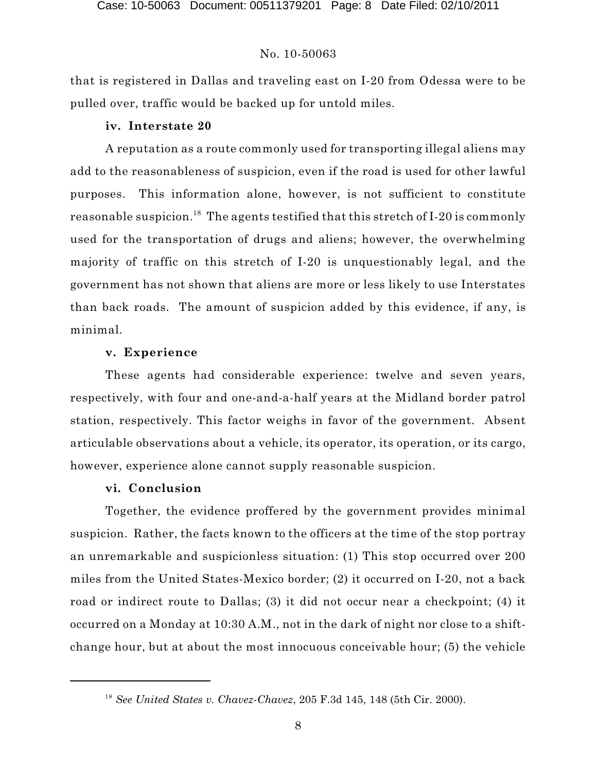that is registered in Dallas and traveling east on I-20 from Odessa were to be pulled over, traffic would be backed up for untold miles.

**iv. Interstate 20**

A reputation as a route commonly used for transporting illegal aliens may add to the reasonableness of suspicion, even if the road is used for other lawful purposes. This information alone, however, is not sufficient to constitute reasonable suspicion.[18] The agents testified that this stretch of I-20 is commonly used for the transportation of drugs and aliens; however, the overwhelming majority of traffic on this stretch of I-20 is unquestionably legal, and the government has not shown that aliens are more or less likely to use Interstates than back roads. The amount of suspicion added by this evidence, if any, is minimal.

**v. Experience**

These agents had considerable experience: twelve and seven years, respectively, with four and one-and-a-half years at the Midland border patrol station, respectively. This factor weighs in favor of the government. Absent articulable observations about a vehicle, its operator, its operation, or its cargo, however, experience alone cannot supply reasonable suspicion.

**vi. Conclusion**

Together, the evidence proffered by the government provides minimal suspicion. Rather, the facts known to the officers at the time of the stop portray an unremarkable and suspicionless situation: (1) This stop occurred over 200 miles from the United States-Mexico border; (2) it occurred on I-20, not a back road or indirect route to Dallas; (3) it did not occur near a checkpoint; (4) it occurred on a Monday at 10:30 A.M., not in the dark of night nor close to a shift-change hour, but at about the most innocuous conceivable hour; (5) the vehicle

---

[18] *See United States v. Chavez-Chavez*, 205 F.3d 145, 148 (5th Cir. 2000).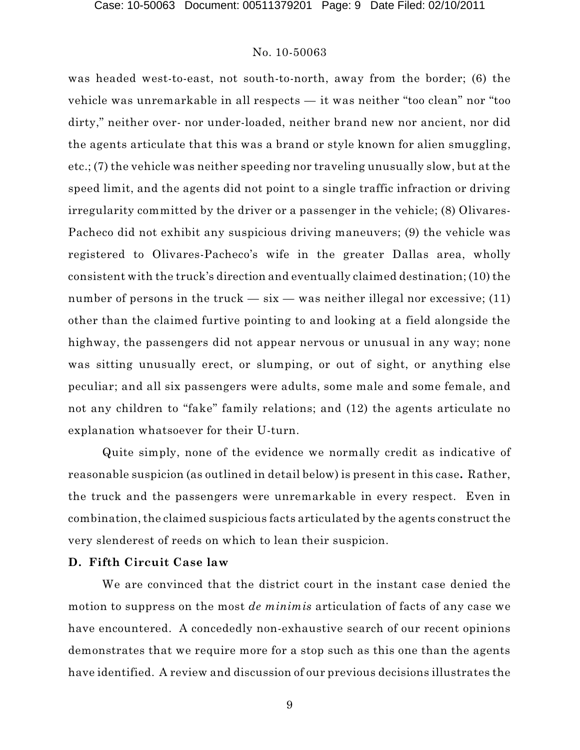was headed west-to-east, not south-to-north, away from the border; (6) the vehicle was unremarkable in all respects — it was neither "too clean" nor "too dirty," neither over- nor under-loaded, neither brand new nor ancient, nor did the agents articulate that this was a brand or style known for alien smuggling, etc.; (7) the vehicle was neither speeding nor traveling unusually slow, but at the speed limit, and the agents did not point to a single traffic infraction or driving irregularity committed by the driver or a passenger in the vehicle; (8) Olivares-Pacheco did not exhibit any suspicious driving maneuvers; (9) the vehicle was registered to Olivares-Pacheco's wife in the greater Dallas area, wholly consistent with the truck's direction and eventually claimed destination; (10) the number of persons in the truck — six — was neither illegal nor excessive; (11) other than the claimed furtive pointing to and looking at a field alongside the highway, the passengers did not appear nervous or unusual in any way; none was sitting unusually erect, or slumping, or out of sight, or anything else peculiar; and all six passengers were adults, some male and some female, and not any children to "fake" family relations; and (12) the agents articulate no explanation whatsoever for their U-turn.

Quite simply, none of the evidence we normally credit as indicative of reasonable suspicion (as outlined in detail below) is present in this case**.** Rather, the truck and the passengers were unremarkable in every respect. Even in combination, the claimed suspicious facts articulated by the agents construct the very slenderest of reeds on which to lean their suspicion.

**D. Fifth Circuit Case law**

We are convinced that the district court in the instant case denied the motion to suppress on the most *de minimis* articulation of facts of any case we have encountered. A concededly non-exhaustive search of our recent opinions demonstrates that we require more for a stop such as this one than the agents have identified. A review and discussion of our previous decisions illustrates the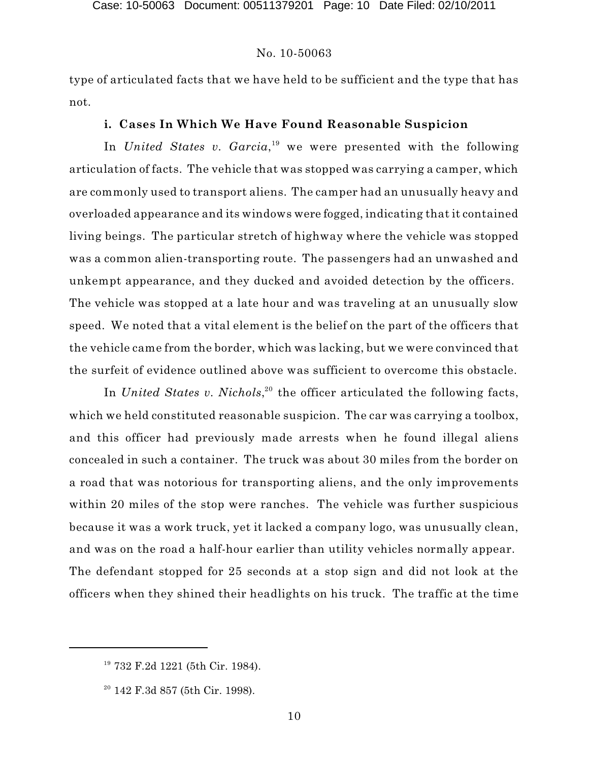type of articulated facts that we have held to be sufficient and the type that has not.

**i. Cases In Which We Have Found Reasonable Suspicion**

In *United States v. Garcia*,[19] we were presented with the following articulation of facts. The vehicle that was stopped was carrying a camper, which are commonly used to transport aliens. The camper had an unusually heavy and overloaded appearance and its windows were fogged, indicating that it contained living beings. The particular stretch of highway where the vehicle was stopped was a common alien-transporting route. The passengers had an unwashed and unkempt appearance, and they ducked and avoided detection by the officers. The vehicle was stopped at a late hour and was traveling at an unusually slow speed. We noted that a vital element is the belief on the part of the officers that the vehicle came from the border, which was lacking, but we were convinced that the surfeit of evidence outlined above was sufficient to overcome this obstacle.

In *United States v. Nichols*,[20] the officer articulated the following facts, which we held constituted reasonable suspicion. The car was carrying a toolbox, and this officer had previously made arrests when he found illegal aliens concealed in such a container. The truck was about 30 miles from the border on a road that was notorious for transporting aliens, and the only improvements within 20 miles of the stop were ranches. The vehicle was further suspicious because it was a work truck, yet it lacked a company logo, was unusually clean, and was on the road a half-hour earlier than utility vehicles normally appear. The defendant stopped for 25 seconds at a stop sign and did not look at the officers when they shined their headlights on his truck. The traffic at the time

---

[19] 732 F.2d 1221 (5th Cir. 1984).

[20] 142 F.3d 857 (5th Cir. 1998).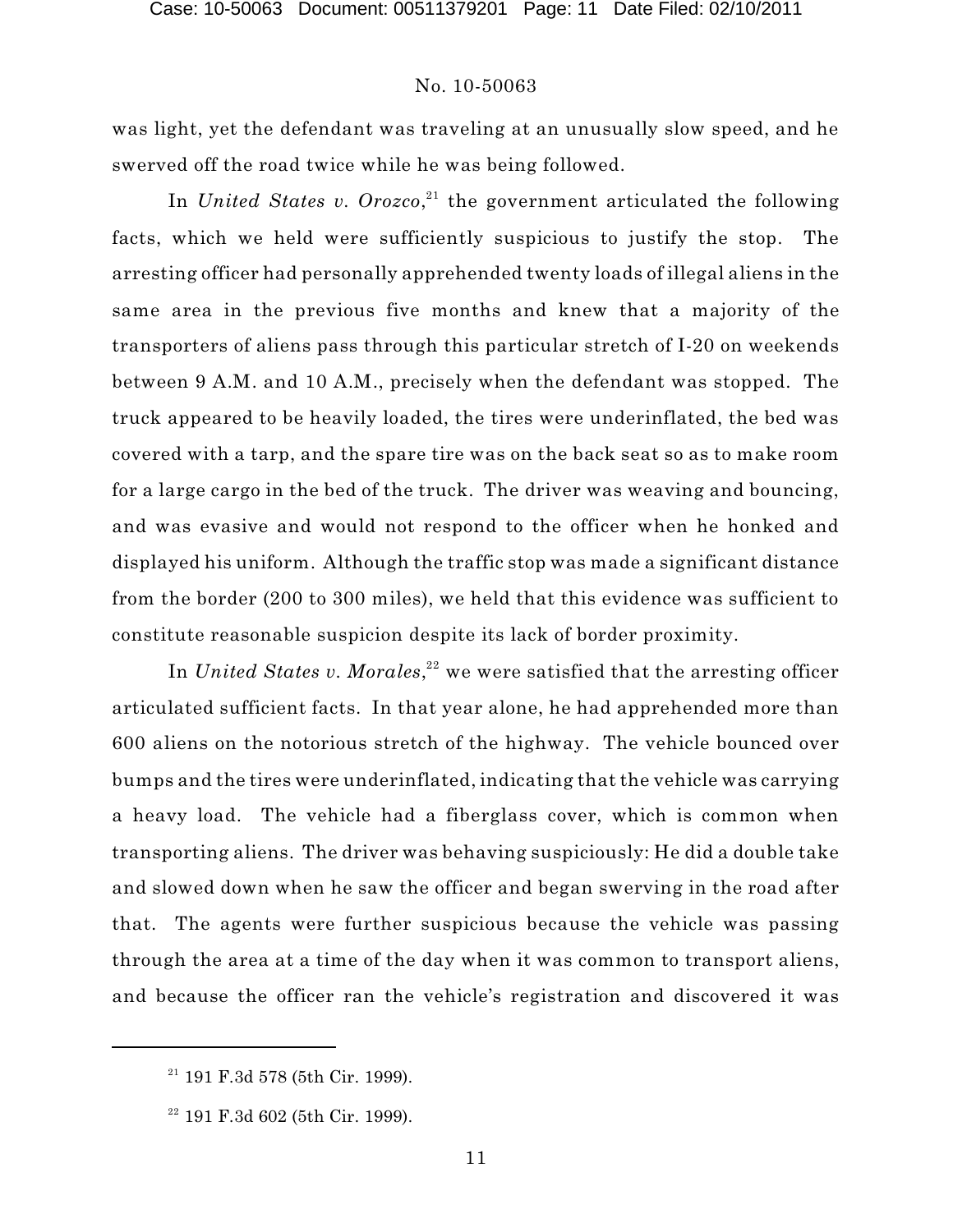was light, yet the defendant was traveling at an unusually slow speed, and he swerved off the road twice while he was being followed.

In *United States v. Orozco*,[21] the government articulated the following facts, which we held were sufficiently suspicious to justify the stop. The arresting officer had personally apprehended twenty loads of illegal aliens in the same area in the previous five months and knew that a majority of the transporters of aliens pass through this particular stretch of I-20 on weekends between 9 A.M. and 10 A.M., precisely when the defendant was stopped. The truck appeared to be heavily loaded, the tires were underinflated, the bed was covered with a tarp, and the spare tire was on the back seat so as to make room for a large cargo in the bed of the truck. The driver was weaving and bouncing, and was evasive and would not respond to the officer when he honked and displayed his uniform. Although the traffic stop was made a significant distance from the border (200 to 300 miles), we held that this evidence was sufficient to constitute reasonable suspicion despite its lack of border proximity.

In *United States v. Morales*,[22] we were satisfied that the arresting officer articulated sufficient facts. In that year alone, he had apprehended more than 600 aliens on the notorious stretch of the highway. The vehicle bounced over bumps and the tires were underinflated, indicating that the vehicle was carrying a heavy load. The vehicle had a fiberglass cover, which is common when transporting aliens. The driver was behaving suspiciously: He did a double take and slowed down when he saw the officer and began swerving in the road after that. The agents were further suspicious because the vehicle was passing through the area at a time of the day when it was common to transport aliens, and because the officer ran the vehicle's registration and discovered it was

---

[21] 191 F.3d 578 (5th Cir. 1999).

[22] 191 F.3d 602 (5th Cir. 1999).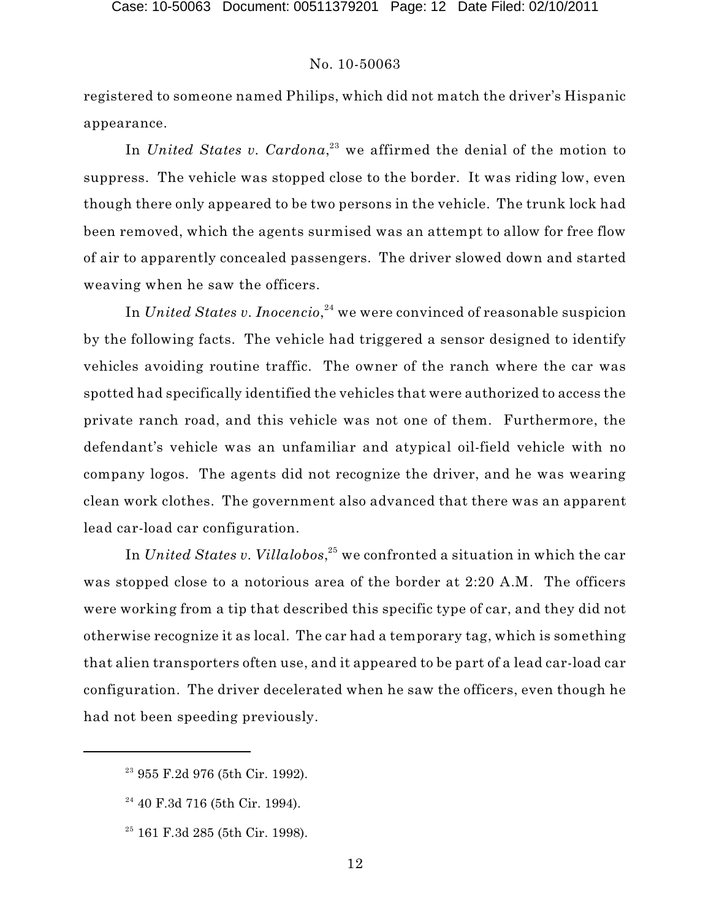registered to someone named Philips, which did not match the driver's Hispanic appearance.

In *United States v. Cardona*,[23] we affirmed the denial of the motion to suppress. The vehicle was stopped close to the border. It was riding low, even though there only appeared to be two persons in the vehicle. The trunk lock had been removed, which the agents surmised was an attempt to allow for free flow of air to apparently concealed passengers. The driver slowed down and started weaving when he saw the officers.

In *United States v. Inocencio*,[24] we were convinced of reasonable suspicion by the following facts. The vehicle had triggered a sensor designed to identify vehicles avoiding routine traffic. The owner of the ranch where the car was spotted had specifically identified the vehicles that were authorized to access the private ranch road, and this vehicle was not one of them. Furthermore, the defendant's vehicle was an unfamiliar and atypical oil-field vehicle with no company logos. The agents did not recognize the driver, and he was wearing clean work clothes. The government also advanced that there was an apparent lead car-load car configuration.

In *United States v. Villalobos*,[25] we confronted a situation in which the car was stopped close to a notorious area of the border at 2:20 A.M. The officers were working from a tip that described this specific type of car, and they did not otherwise recognize it as local. The car had a temporary tag, which is something that alien transporters often use, and it appeared to be part of a lead car-load car configuration. The driver decelerated when he saw the officers, even though he had not been speeding previously.

---

[23] 955 F.2d 976 (5th Cir. 1992).

[24] 40 F.3d 716 (5th Cir. 1994).

[25] 161 F.3d 285 (5th Cir. 1998).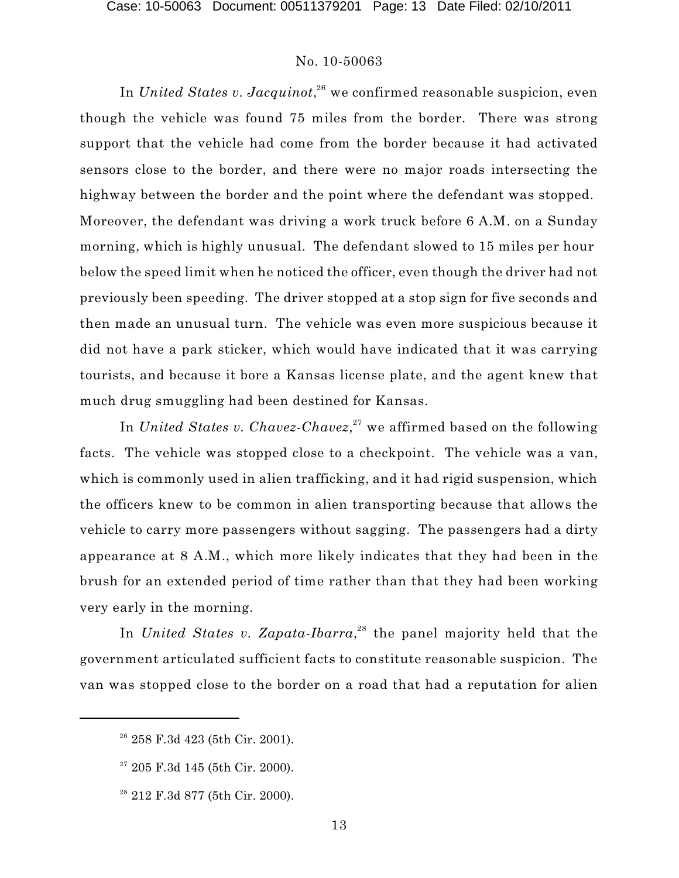In *United States v. Jacquinot*,[26] we confirmed reasonable suspicion, even though the vehicle was found 75 miles from the border. There was strong support that the vehicle had come from the border because it had activated sensors close to the border, and there were no major roads intersecting the highway between the border and the point where the defendant was stopped. Moreover, the defendant was driving a work truck before 6 A.M. on a Sunday morning, which is highly unusual. The defendant slowed to 15 miles per hour below the speed limit when he noticed the officer, even though the driver had not previously been speeding. The driver stopped at a stop sign for five seconds and then made an unusual turn. The vehicle was even more suspicious because it did not have a park sticker, which would have indicated that it was carrying tourists, and because it bore a Kansas license plate, and the agent knew that much drug smuggling had been destined for Kansas.

In *United States v. Chavez-Chavez*,[27] we affirmed based on the following facts. The vehicle was stopped close to a checkpoint. The vehicle was a van, which is commonly used in alien trafficking, and it had rigid suspension, which the officers knew to be common in alien transporting because that allows the vehicle to carry more passengers without sagging. The passengers had a dirty appearance at 8 A.M., which more likely indicates that they had been in the brush for an extended period of time rather than that they had been working very early in the morning.

In *United States v. Zapata-Ibarra*,[28] the panel majority held that the government articulated sufficient facts to constitute reasonable suspicion. The van was stopped close to the border on a road that had a reputation for alien

---

[26] 258 F.3d 423 (5th Cir. 2001).

[27] 205 F.3d 145 (5th Cir. 2000).

[28] 212 F.3d 877 (5th Cir. 2000).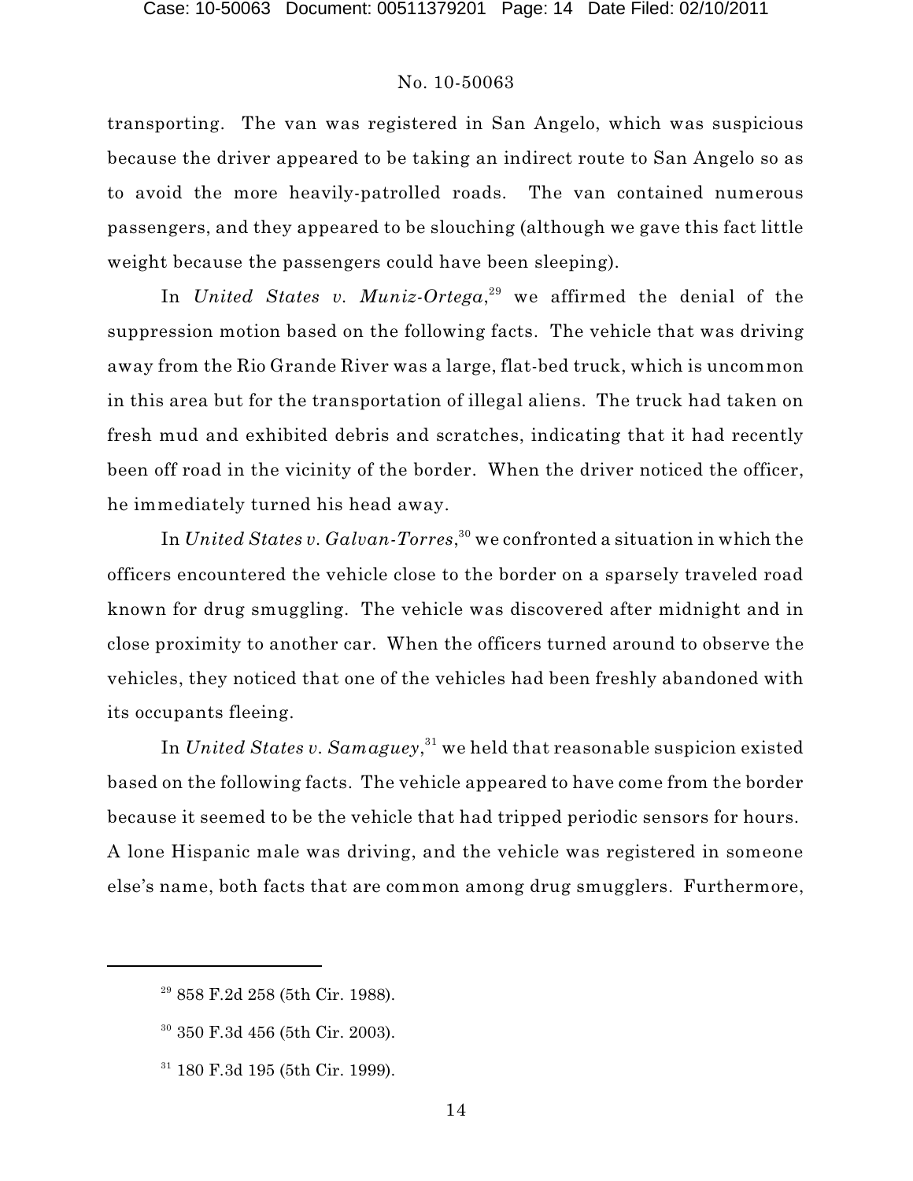transporting. The van was registered in San Angelo, which was suspicious because the driver appeared to be taking an indirect route to San Angelo so as to avoid the more heavily-patrolled roads. The van contained numerous passengers, and they appeared to be slouching (although we gave this fact little weight because the passengers could have been sleeping).

In *United States v. Muniz-Ortega*,[29] we affirmed the denial of the suppression motion based on the following facts. The vehicle that was driving away from the Rio Grande River was a large, flat-bed truck, which is uncommon in this area but for the transportation of illegal aliens. The truck had taken on fresh mud and exhibited debris and scratches, indicating that it had recently been off road in the vicinity of the border. When the driver noticed the officer, he immediately turned his head away.

In *United States v. Galvan-Torres*,[30] we confronted a situation in which the officers encountered the vehicle close to the border on a sparsely traveled road known for drug smuggling. The vehicle was discovered after midnight and in close proximity to another car. When the officers turned around to observe the vehicles, they noticed that one of the vehicles had been freshly abandoned with its occupants fleeing.

In *United States v. Samaguey*,[31] we held that reasonable suspicion existed based on the following facts. The vehicle appeared to have come from the border because it seemed to be the vehicle that had tripped periodic sensors for hours. A lone Hispanic male was driving, and the vehicle was registered in someone else's name, both facts that are common among drug smugglers. Furthermore,

---

[29] 858 F.2d 258 (5th Cir. 1988).

[30] 350 F.3d 456 (5th Cir. 2003).

[31] 180 F.3d 195 (5th Cir. 1999).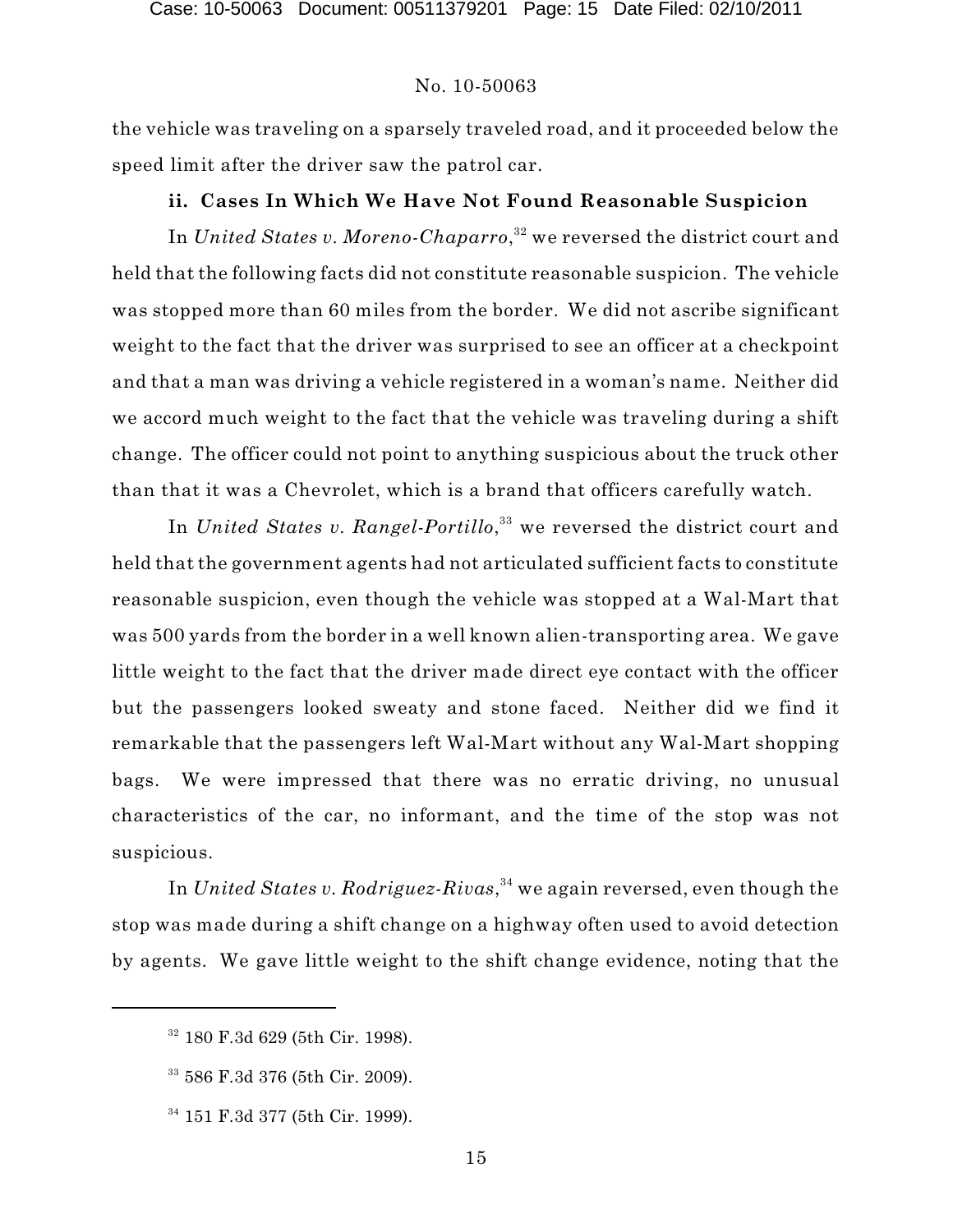the vehicle was traveling on a sparsely traveled road, and it proceeded below the speed limit after the driver saw the patrol car.

**ii. Cases In Which We Have Not Found Reasonable Suspicion**

In *United States v. Moreno-Chaparro*,[32] we reversed the district court and held that the following facts did not constitute reasonable suspicion. The vehicle was stopped more than 60 miles from the border. We did not ascribe significant weight to the fact that the driver was surprised to see an officer at a checkpoint and that a man was driving a vehicle registered in a woman's name. Neither did we accord much weight to the fact that the vehicle was traveling during a shift change. The officer could not point to anything suspicious about the truck other than that it was a Chevrolet, which is a brand that officers carefully watch.

In *United States v. Rangel-Portillo*,[33] we reversed the district court and held that the government agents had not articulated sufficient facts to constitute reasonable suspicion, even though the vehicle was stopped at a Wal-Mart that was 500 yards from the border in a well known alien-transporting area. We gave little weight to the fact that the driver made direct eye contact with the officer but the passengers looked sweaty and stone faced. Neither did we find it remarkable that the passengers left Wal-Mart without any Wal-Mart shopping bags. We were impressed that there was no erratic driving, no unusual characteristics of the car, no informant, and the time of the stop was not suspicious.

In *United States v. Rodriguez-Rivas*,[34] we again reversed, even though the stop was made during a shift change on a highway often used to avoid detection by agents. We gave little weight to the shift change evidence, noting that the

---

[32] 180 F.3d 629 (5th Cir. 1998).

[33] 586 F.3d 376 (5th Cir. 2009).

[34] 151 F.3d 377 (5th Cir. 1999).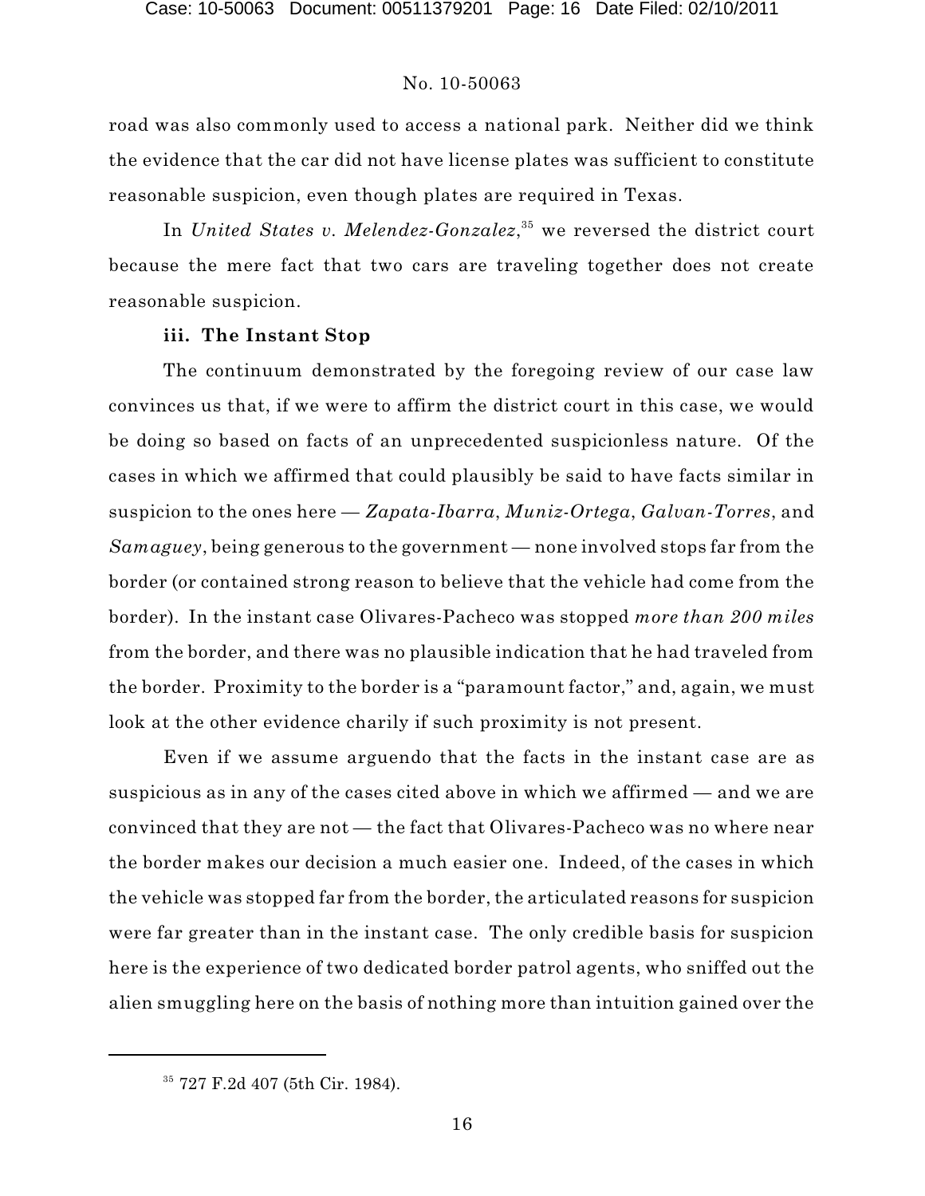road was also commonly used to access a national park. Neither did we think the evidence that the car did not have license plates was sufficient to constitute reasonable suspicion, even though plates are required in Texas.

In *United States v. Melendez-Gonzalez*,[35] we reversed the district court because the mere fact that two cars are traveling together does not create reasonable suspicion.

**iii. The Instant Stop**

The continuum demonstrated by the foregoing review of our case law convinces us that, if we were to affirm the district court in this case, we would be doing so based on facts of an unprecedented suspicionless nature. Of the cases in which we affirmed that could plausibly be said to have facts similar in suspicion to the ones here — *Zapata-Ibarra*, *Muniz-Ortega*, *Galvan-Torres*, and *Samaguey*, being generous to the government — none involved stops far from the border (or contained strong reason to believe that the vehicle had come from the border). In the instant case Olivares-Pacheco was stopped *more than 200 miles* from the border, and there was no plausible indication that he had traveled from the border. Proximity to the border is a "paramount factor," and, again, we must look at the other evidence charily if such proximity is not present.

Even if we assume arguendo that the facts in the instant case are as suspicious as in any of the cases cited above in which we affirmed — and we are convinced that they are not — the fact that Olivares-Pacheco was no where near the border makes our decision a much easier one. Indeed, of the cases in which the vehicle was stopped far from the border, the articulated reasons for suspicion were far greater than in the instant case. The only credible basis for suspicion here is the experience of two dedicated border patrol agents, who sniffed out the alien smuggling here on the basis of nothing more than intuition gained over the

[35] 727 F.2d 407 (5th Cir. 1984).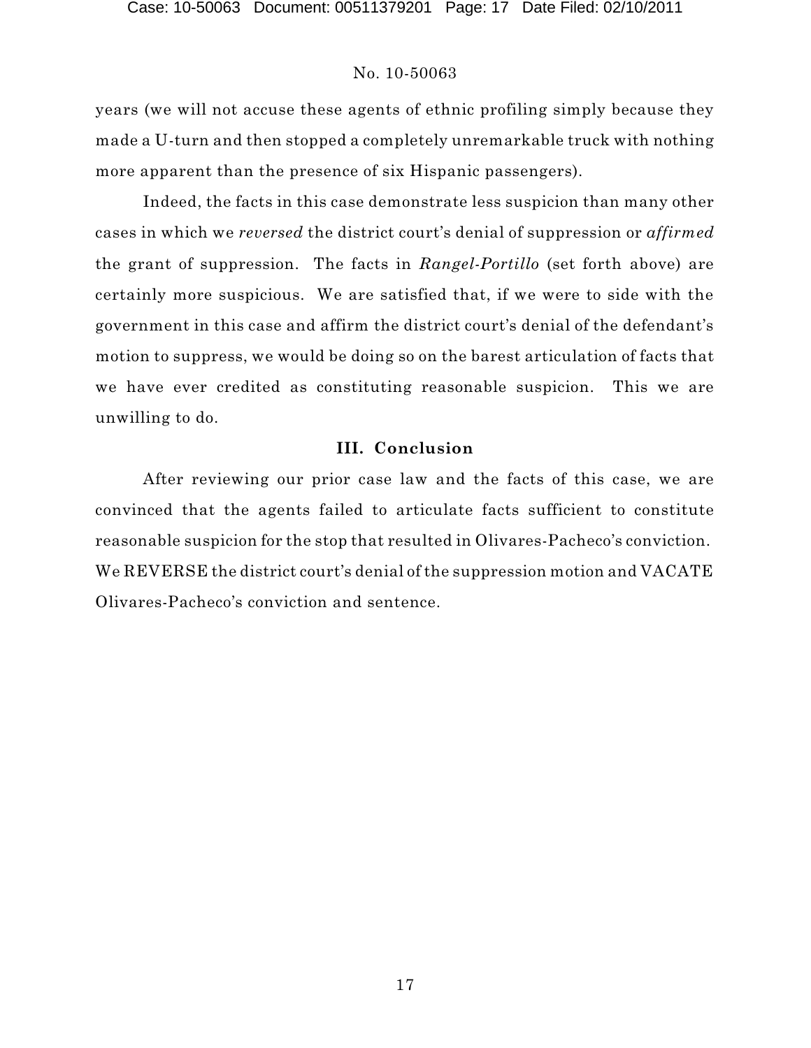years (we will not accuse these agents of ethnic profiling simply because they made a U-turn and then stopped a completely unremarkable truck with nothing more apparent than the presence of six Hispanic passengers).

Indeed, the facts in this case demonstrate less suspicion than many other cases in which we *reversed* the district court's denial of suppression or *affirmed* the grant of suppression. The facts in *Rangel-Portillo* (set forth above) are certainly more suspicious. We are satisfied that, if we were to side with the government in this case and affirm the district court's denial of the defendant's motion to suppress, we would be doing so on the barest articulation of facts that we have ever credited as constituting reasonable suspicion. This we are unwilling to do.

## III. Conclusion

After reviewing our prior case law and the facts of this case, we are convinced that the agents failed to articulate facts sufficient to constitute reasonable suspicion for the stop that resulted in Olivares-Pacheco's conviction. We REVERSE the district court's denial of the suppression motion and VACATE Olivares-Pacheco's conviction and sentence.